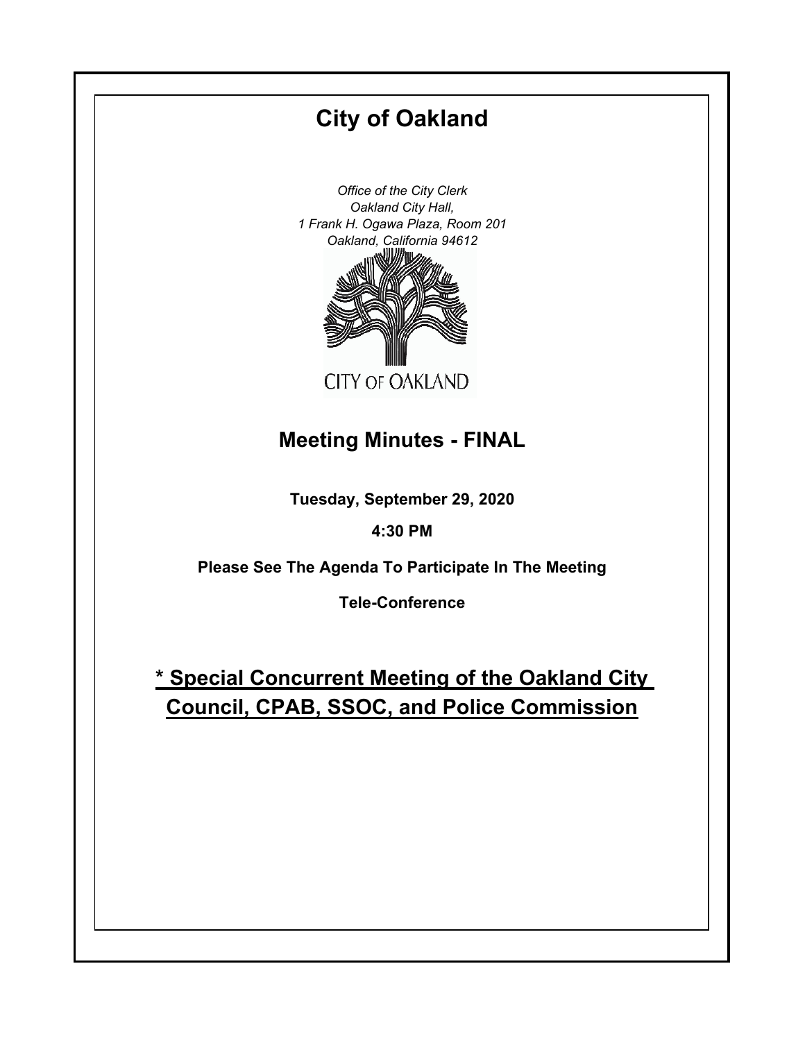# City of Oakland

*Office of the City Clerk*
*Oakland City Hall,*
*1 Frank H. Ogawa Plaza, Room 201*
*Oakland, California 94612*

CITY OF OAKLAND

## Meeting Minutes - FINAL

**Tuesday, September 29, 2020**

**4:30 PM**

**Please See The Agenda To Participate In The Meeting**

**Tele-Conference**

## * Special Concurrent Meeting of the Oakland City Council, CPAB, SSOC, and Police Commission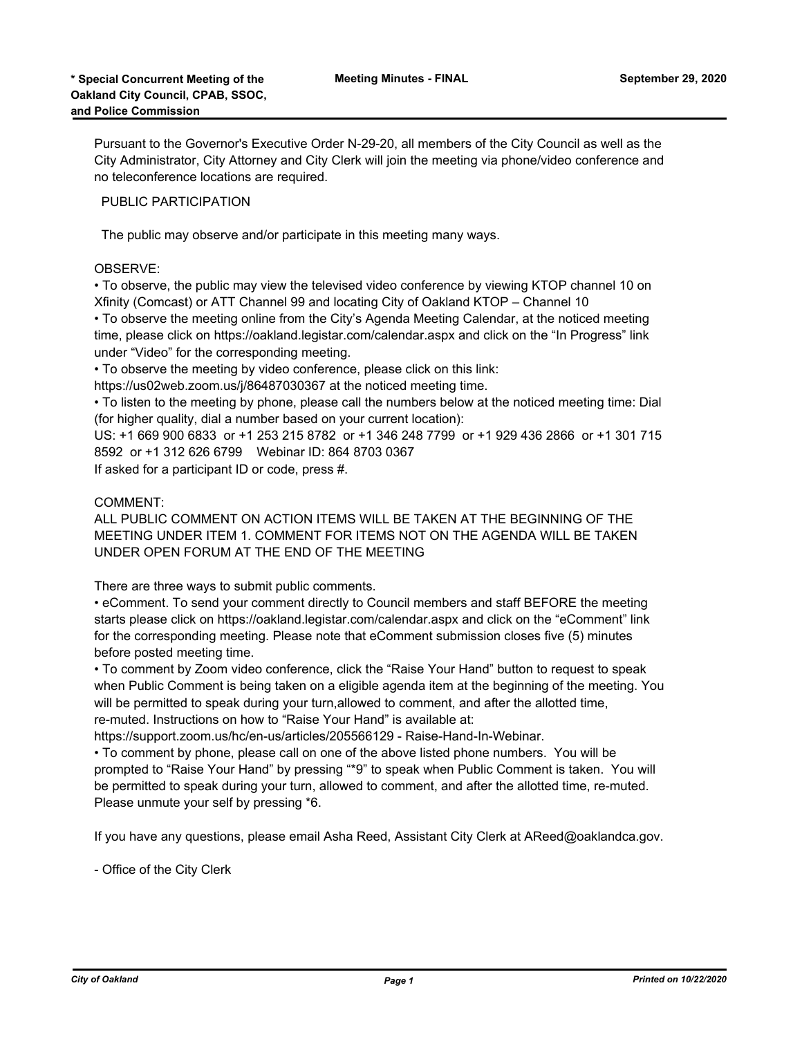Pursuant to the Governor's Executive Order N-29-20, all members of the City Council as well as the City Administrator, City Attorney and City Clerk will join the meeting via phone/video conference and no teleconference locations are required.

PUBLIC PARTICIPATION

The public may observe and/or participate in this meeting many ways.

OBSERVE:

• To observe, the public may view the televised video conference by viewing KTOP channel 10 on Xfinity (Comcast) or ATT Channel 99 and locating City of Oakland KTOP – Channel 10

• To observe the meeting online from the City's Agenda Meeting Calendar, at the noticed meeting time, please click on https://oakland.legistar.com/calendar.aspx and click on the "In Progress" link under "Video" for the corresponding meeting.

• To observe the meeting by video conference, please click on this link: https://us02web.zoom.us/j/86487030367 at the noticed meeting time.

• To listen to the meeting by phone, please call the numbers below at the noticed meeting time: Dial (for higher quality, dial a number based on your current location):
US: +1 669 900 6833 or +1 253 215 8782 or +1 346 248 7799 or +1 929 436 2866 or +1 301 715 8592 or +1 312 626 6799 Webinar ID: 864 8703 0367
If asked for a participant ID or code, press #.

COMMENT:

ALL PUBLIC COMMENT ON ACTION ITEMS WILL BE TAKEN AT THE BEGINNING OF THE MEETING UNDER ITEM 1. COMMENT FOR ITEMS NOT ON THE AGENDA WILL BE TAKEN UNDER OPEN FORUM AT THE END OF THE MEETING

There are three ways to submit public comments.

• eComment. To send your comment directly to Council members and staff BEFORE the meeting starts please click on https://oakland.legistar.com/calendar.aspx and click on the "eComment" link for the corresponding meeting. Please note that eComment submission closes five (5) minutes before posted meeting time.

• To comment by Zoom video conference, click the "Raise Your Hand" button to request to speak when Public Comment is being taken on a eligible agenda item at the beginning of the meeting. You will be permitted to speak during your turn,allowed to comment, and after the allotted time, re-muted. Instructions on how to "Raise Your Hand" is available at: https://support.zoom.us/hc/en-us/articles/205566129 - Raise-Hand-In-Webinar.

• To comment by phone, please call on one of the above listed phone numbers. You will be prompted to "Raise Your Hand" by pressing "*9" to speak when Public Comment is taken. You will be permitted to speak during your turn, allowed to comment, and after the allotted time, re-muted. Please unmute your self by pressing *6.

If you have any questions, please email Asha Reed, Assistant City Clerk at AReed@oaklandca.gov.

- Office of the City Clerk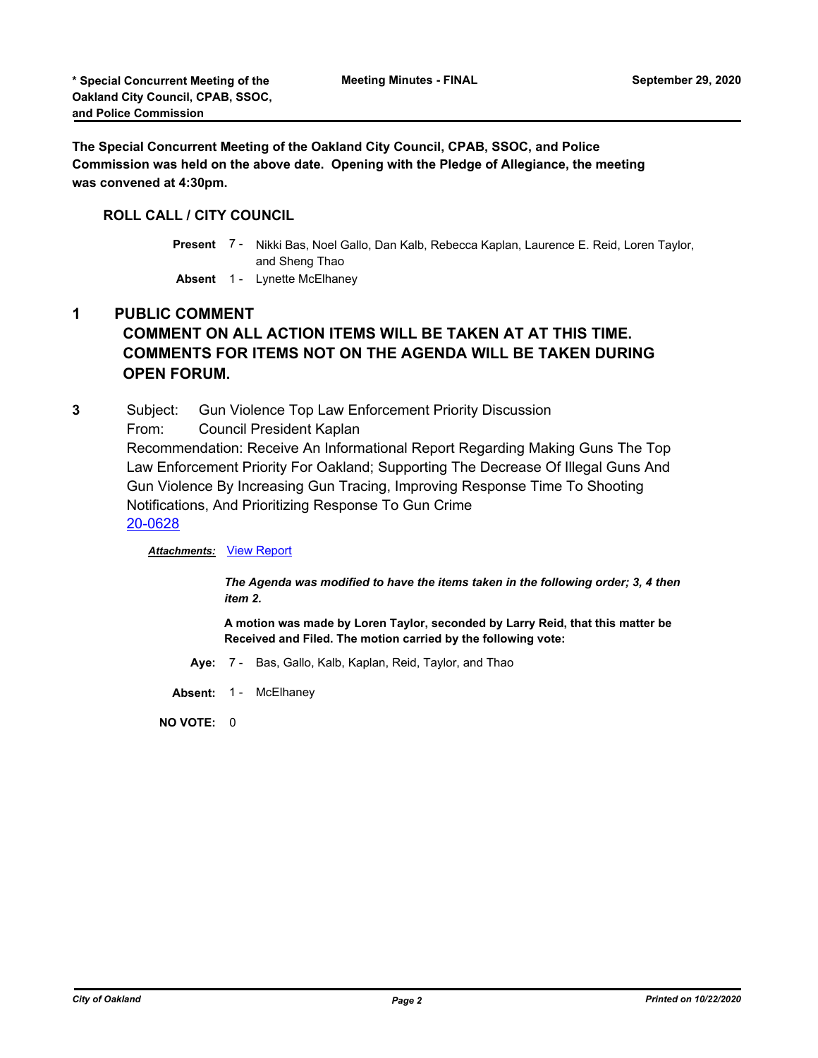The Special Concurrent Meeting of the Oakland City Council, CPAB, SSOC, and Police Commission was held on the above date. Opening with the Pledge of Allegiance, the meeting was convened at 4:30pm.

## ROLL CALL / CITY COUNCIL

**Present** 7 - Nikki Bas, Noel Gallo, Dan Kalb, Rebecca Kaplan, Laurence E. Reid, Loren Taylor, and Sheng Thao

**Absent** 1 - Lynette McElhaney

## 1 PUBLIC COMMENT

### COMMENT ON ALL ACTION ITEMS WILL BE TAKEN AT AT THIS TIME. COMMENTS FOR ITEMS NOT ON THE AGENDA WILL BE TAKEN DURING OPEN FORUM.

**3** Subject: Gun Violence Top Law Enforcement Priority Discussion

From: Council President Kaplan

Recommendation: Receive An Informational Report Regarding Making Guns The Top Law Enforcement Priority For Oakland; Supporting The Decrease Of Illegal Guns And Gun Violence By Increasing Gun Tracing, Improving Response Time To Shooting Notifications, And Prioritizing Response To Gun Crime

20-0628

***Attachments:*** View Report

***The Agenda was modified to have the items taken in the following order; 3, 4 then item 2.***

**A motion was made by Loren Taylor, seconded by Larry Reid, that this matter be Received and Filed. The motion carried by the following vote:**

**Aye:** 7 - Bas, Gallo, Kalb, Kaplan, Reid, Taylor, and Thao

**Absent:** 1 - McElhaney

**NO VOTE:** 0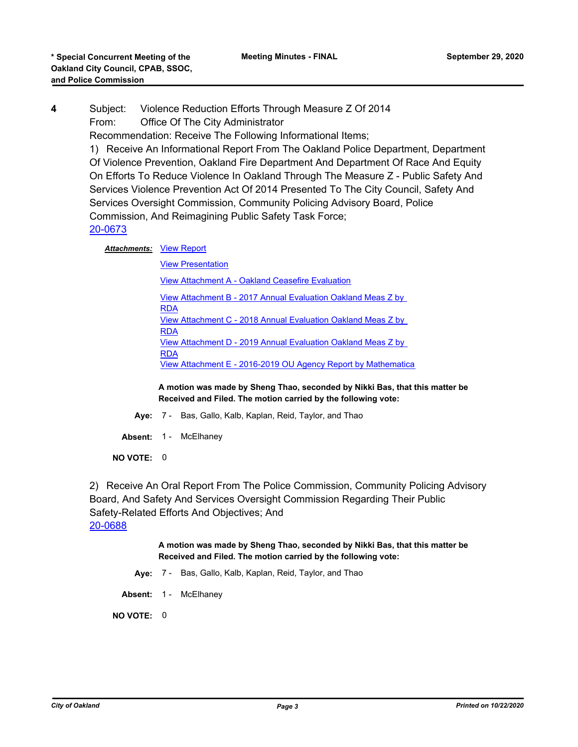**4** Subject: Violence Reduction Efforts Through Measure Z Of 2014

From: Office Of The City Administrator

Recommendation: Receive The Following Informational Items;

1) Receive An Informational Report From The Oakland Police Department, Department Of Violence Prevention, Oakland Fire Department And Department Of Race And Equity On Efforts To Reduce Violence In Oakland Through The Measure Z - Public Safety And Services Violence Prevention Act Of 2014 Presented To The City Council, Safety And Services Oversight Commission, Community Policing Advisory Board, Police Commission, And Reimagining Public Safety Task Force;

20-0673

***Attachments:*** View Report

View Presentation

View Attachment A - Oakland Ceasefire Evaluation

View Attachment B - 2017 Annual Evaluation Oakland Meas Z by RDA

View Attachment C - 2018 Annual Evaluation Oakland Meas Z by RDA

View Attachment D - 2019 Annual Evaluation Oakland Meas Z by RDA

View Attachment E - 2016-2019 OU Agency Report by Mathematica

**A motion was made by Sheng Thao, seconded by Nikki Bas, that this matter be Received and Filed. The motion carried by the following vote:**

**Aye:** 7 - Bas, Gallo, Kalb, Kaplan, Reid, Taylor, and Thao

**Absent:** 1 - McElhaney

**NO VOTE:** 0

2) Receive An Oral Report From The Police Commission, Community Policing Advisory Board, And Safety And Services Oversight Commission Regarding Their Public Safety-Related Efforts And Objectives; And

20-0688

**A motion was made by Sheng Thao, seconded by Nikki Bas, that this matter be Received and Filed. The motion carried by the following vote:**

**Aye:** 7 - Bas, Gallo, Kalb, Kaplan, Reid, Taylor, and Thao

**Absent:** 1 - McElhaney

**NO VOTE:** 0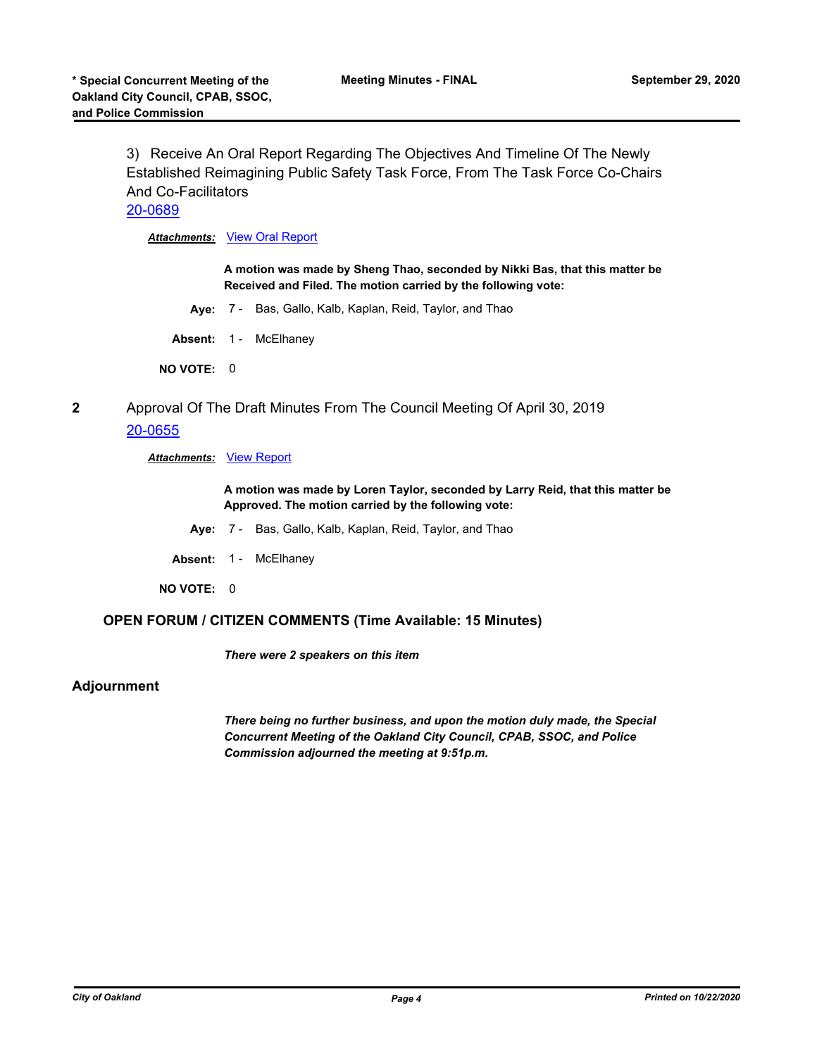3) Receive An Oral Report Regarding The Objectives And Timeline Of The Newly Established Reimagining Public Safety Task Force, From The Task Force Co-Chairs And Co-Facilitators

[20-0689](20-0689)

***Attachments:*** View Oral Report

**A motion was made by Sheng Thao, seconded by Nikki Bas, that this matter be Received and Filed. The motion carried by the following vote:**

**Aye:** 7 - Bas, Gallo, Kalb, Kaplan, Reid, Taylor, and Thao

**Absent:** 1 - McElhaney

**NO VOTE:** 0

**2** Approval Of The Draft Minutes From The Council Meeting Of April 30, 2019

[20-0655](20-0655)

***Attachments:*** View Report

**A motion was made by Loren Taylor, seconded by Larry Reid, that this matter be Approved. The motion carried by the following vote:**

**Aye:** 7 - Bas, Gallo, Kalb, Kaplan, Reid, Taylor, and Thao

**Absent:** 1 - McElhaney

**NO VOTE:** 0

### OPEN FORUM / CITIZEN COMMENTS (Time Available: 15 Minutes)

***There were 2 speakers on this item***

## Adjournment

***There being no further business, and upon the motion duly made, the Special Concurrent Meeting of the Oakland City Council, CPAB, SSOC, and Police Commission adjourned the meeting at 9:51p.m.***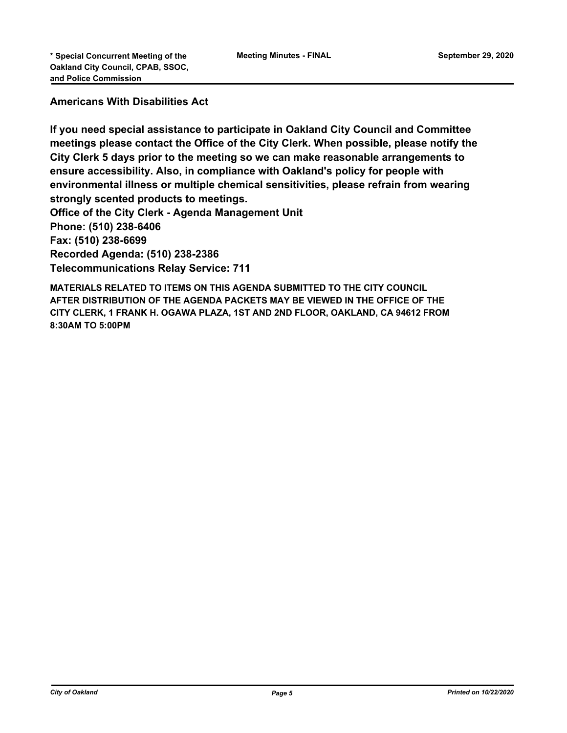**Americans With Disabilities Act**

**If you need special assistance to participate in Oakland City Council and Committee meetings please contact the Office of the City Clerk. When possible, please notify the City Clerk 5 days prior to the meeting so we can make reasonable arrangements to ensure accessibility. Also, in compliance with Oakland's policy for people with environmental illness or multiple chemical sensitivities, please refrain from wearing strongly scented products to meetings.**
**Office of the City Clerk - Agenda Management Unit**
**Phone: (510) 238-6406**
**Fax: (510) 238-6699**
**Recorded Agenda: (510) 238-2386**
**Telecommunications Relay Service: 711**

**MATERIALS RELATED TO ITEMS ON THIS AGENDA SUBMITTED TO THE CITY COUNCIL AFTER DISTRIBUTION OF THE AGENDA PACKETS MAY BE VIEWED IN THE OFFICE OF THE CITY CLERK, 1 FRANK H. OGAWA PLAZA, 1ST AND 2ND FLOOR, OAKLAND, CA 94612 FROM 8:30AM TO 5:00PM**